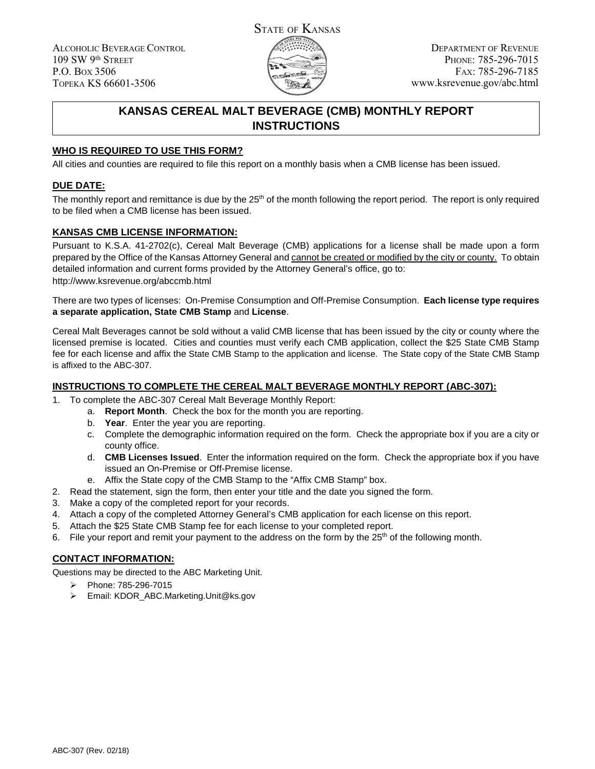STATE OF KANSAS

ALCOHOLIC BEVERAGE CONTROL
109 SW 9th STREET
P.O. BOX 3506
TOPEKA KS 66601-3506

DEPARTMENT OF REVENUE
PHONE: 785-296-7015
FAX: 785-296-7185
www.ksrevenue.gov/abc.html

# KANSAS CEREAL MALT BEVERAGE (CMB) MONTHLY REPORT INSTRUCTIONS

## WHO IS REQUIRED TO USE THIS FORM?

All cities and counties are required to file this report on a monthly basis when a CMB license has been issued.

## DUE DATE:

The monthly report and remittance is due by the 25th of the month following the report period. The report is only required to be filed when a CMB license has been issued.

## KANSAS CMB LICENSE INFORMATION:

Pursuant to K.S.A. 41-2702(c), Cereal Malt Beverage (CMB) applications for a license shall be made upon a form prepared by the Office of the Kansas Attorney General and cannot be created or modified by the city or county. To obtain detailed information and current forms provided by the Attorney General's office, go to: http://www.ksrevenue.org/abccmb.html

There are two types of licenses: On-Premise Consumption and Off-Premise Consumption. **Each license type requires a separate application, State CMB Stamp** and **License**.

Cereal Malt Beverages cannot be sold without a valid CMB license that has been issued by the city or county where the licensed premise is located. Cities and counties must verify each CMB application, collect the $25 State CMB Stamp fee for each license and affix the State CMB Stamp to the application and license. The State copy of the State CMB Stamp is affixed to the ABC-307.

## INSTRUCTIONS TO COMPLETE THE CEREAL MALT BEVERAGE MONTHLY REPORT (ABC-307):

1. To complete the ABC-307 Cereal Malt Beverage Monthly Report:
   a. **Report Month**. Check the box for the month you are reporting.
   b. **Year**. Enter the year you are reporting.
   c. Complete the demographic information required on the form. Check the appropriate box if you are a city or county office.
   d. **CMB Licenses Issued**. Enter the information required on the form. Check the appropriate box if you have issued an On-Premise or Off-Premise license.
   e. Affix the State copy of the CMB Stamp to the "Affix CMB Stamp" box.
2. Read the statement, sign the form, then enter your title and the date you signed the form.
3. Make a copy of the completed report for your records.
4. Attach a copy of the completed Attorney General's CMB application for each license on this report.
5. Attach the $25 State CMB Stamp fee for each license to your completed report.
6. File your report and remit your payment to the address on the form by the 25th of the following month.

## CONTACT INFORMATION:

Questions may be directed to the ABC Marketing Unit.

- Phone: 785-296-7015
- Email: KDOR_ABC.Marketing.Unit@ks.gov

ABC-307 (Rev. 02/18)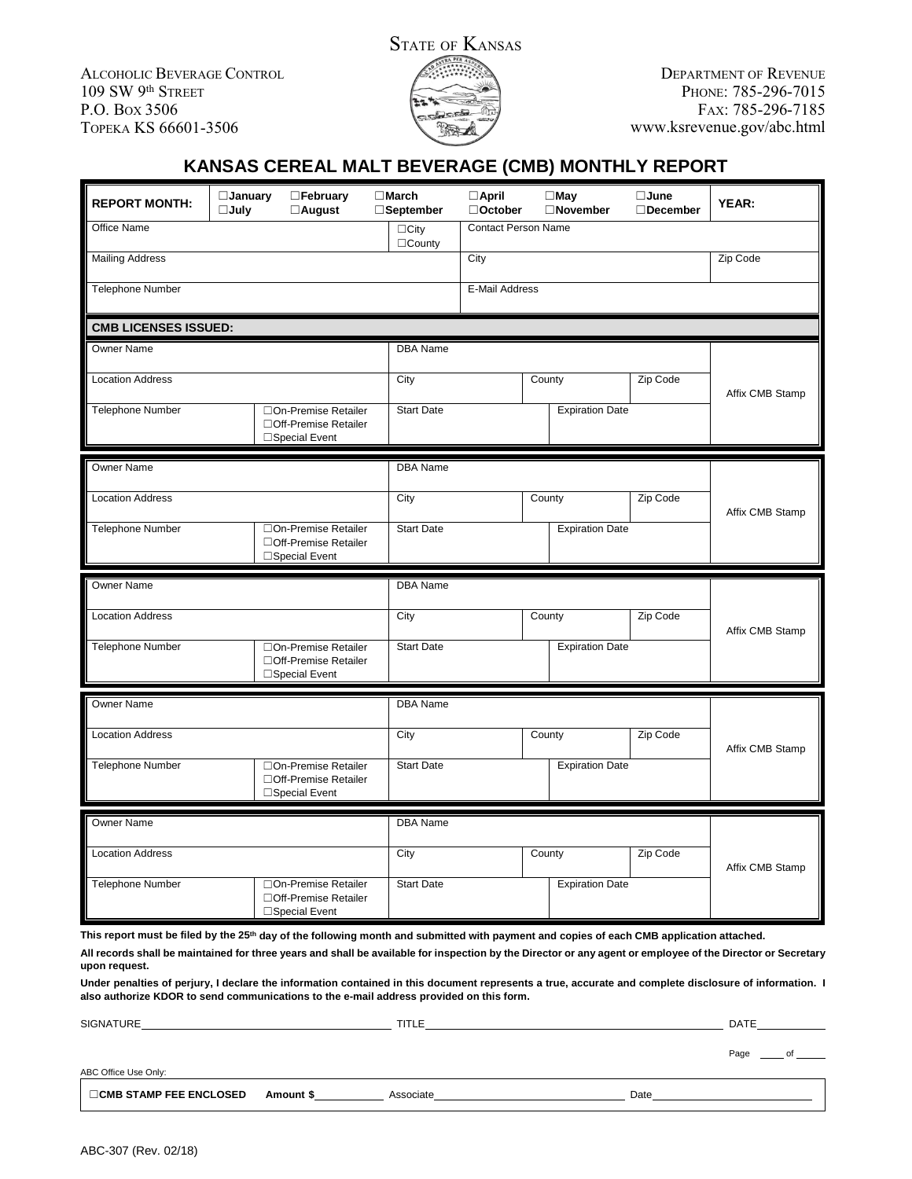STATE OF KANSAS

ALCOHOLIC BEVERAGE CONTROL
109 SW 9th STREET
P.O. BOX 3506
TOPEKA KS 66601-3506

DEPARTMENT OF REVENUE
PHONE: 785-296-7015
FAX: 785-296-7185
www.ksrevenue.gov/abc.html

# KANSAS CEREAL MALT BEVERAGE (CMB) MONTHLY REPORT

| | | | | | | | |
|---|---|---|---|---|---|---|---|
| **REPORT MONTH:** | ☐**January** ☐**July** | ☐**February** ☐**August** | ☐**March** ☐**September** | ☐**April** ☐**October** | ☐**May** ☐**November** | ☐**June** ☐**December** | **YEAR:** |
| Office Name | | | ☐City ☐County | Contact Person Name | | | |
| Mailing Address | | | | City | | | Zip Code |
| Telephone Number | | | | E-Mail Address | | | |

**CMB LICENSES ISSUED:**

| | | | | | |
|---|---|---|---|---|---|
| Owner Name | | DBA Name | | | Affix CMB Stamp |
| Location Address | | City | County | Zip Code | |
| Telephone Number | ☐On-Premise Retailer ☐Off-Premise Retailer ☐Special Event | Start Date | Expiration Date | | |

| | | | | | |
|---|---|---|---|---|---|
| Owner Name | | DBA Name | | | Affix CMB Stamp |
| Location Address | | City | County | Zip Code | |
| Telephone Number | ☐On-Premise Retailer ☐Off-Premise Retailer ☐Special Event | Start Date | Expiration Date | | |

| | | | | | |
|---|---|---|---|---|---|
| Owner Name | | DBA Name | | | Affix CMB Stamp |
| Location Address | | City | County | Zip Code | |
| Telephone Number | ☐On-Premise Retailer ☐Off-Premise Retailer ☐Special Event | Start Date | Expiration Date | | |

| | | | | | |
|---|---|---|---|---|---|
| Owner Name | | DBA Name | | | Affix CMB Stamp |
| Location Address | | City | County | Zip Code | |
| Telephone Number | ☐On-Premise Retailer ☐Off-Premise Retailer ☐Special Event | Start Date | Expiration Date | | |

| | | | | | |
|---|---|---|---|---|---|
| Owner Name | | DBA Name | | | Affix CMB Stamp |
| Location Address | | City | County | Zip Code | |
| Telephone Number | ☐On-Premise Retailer ☐Off-Premise Retailer ☐Special Event | Start Date | Expiration Date | | |

**This report must be filed by the 25th day of the following month and submitted with payment and copies of each CMB application attached.**

**All records shall be maintained for three years and shall be available for inspection by the Director or any agent or employee of the Director or Secretary upon request.**

**Under penalties of perjury, I declare the information contained in this document represents a true, accurate and complete disclosure of information. I also authorize KDOR to send communications to the e-mail address provided on this form.**

SIGNATURE\_\_\_\_\_\_\_\_\_\_\_\_\_\_\_\_\_\_\_\_ TITLE\_\_\_\_\_\_\_\_\_\_\_\_\_\_\_\_\_\_\_\_ DATE\_\_\_\_\_\_\_\_\_\_

Page \_\_\_\_ of \_\_\_\_

ABC Office Use Only:

☐**CMB STAMP FEE ENCLOSED** **Amount $**\_\_\_\_\_\_\_\_ Associate\_\_\_\_\_\_\_\_\_\_\_\_\_\_\_\_ Date\_\_\_\_\_\_\_\_\_\_\_\_\_\_\_\_

ABC-307 (Rev. 02/18)